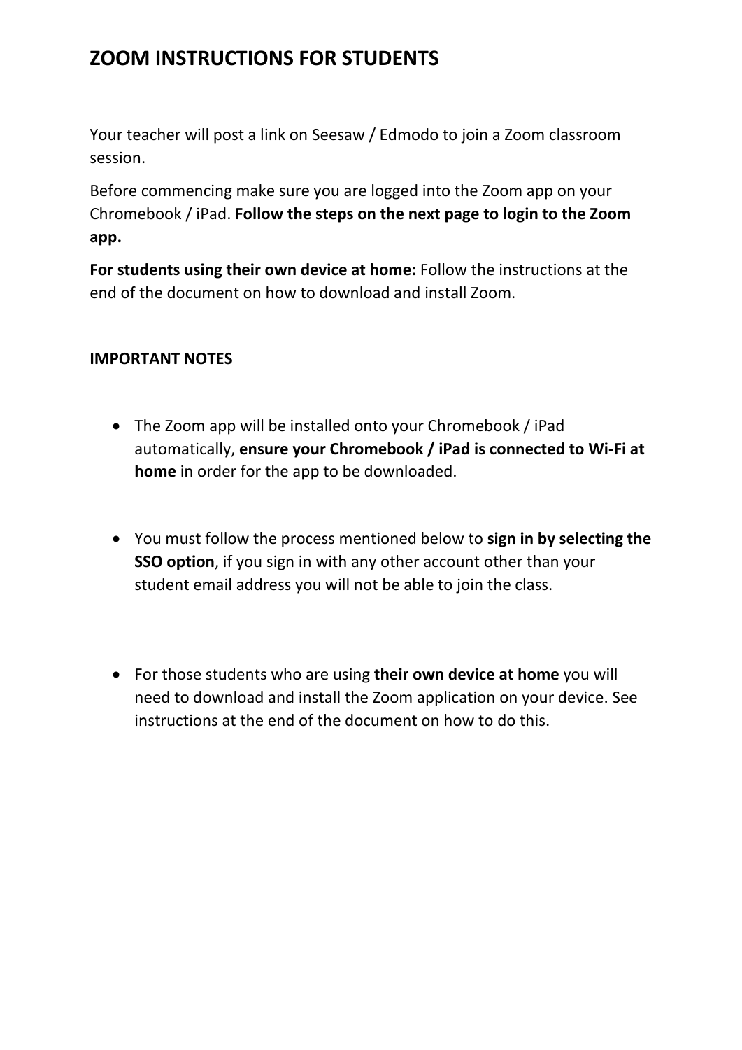# ZOOM INSTRUCTIONS FOR STUDENTS

Your teacher will post a link on Seesaw / Edmodo to join a Zoom classroom session.

Before commencing make sure you are logged into the Zoom app on your Chromebook / iPad. **Follow the steps on the next page to login to the Zoom app.**

**For students using their own device at home:** Follow the instructions at the end of the document on how to download and install Zoom.

**IMPORTANT NOTES**

- The Zoom app will be installed onto your Chromebook / iPad automatically, **ensure your Chromebook / iPad is connected to Wi-Fi at home** in order for the app to be downloaded.

- You must follow the process mentioned below to **sign in by selecting the SSO option**, if you sign in with any other account other than your student email address you will not be able to join the class.

- For those students who are using **their own device at home** you will need to download and install the Zoom application on your device. See instructions at the end of the document on how to do this.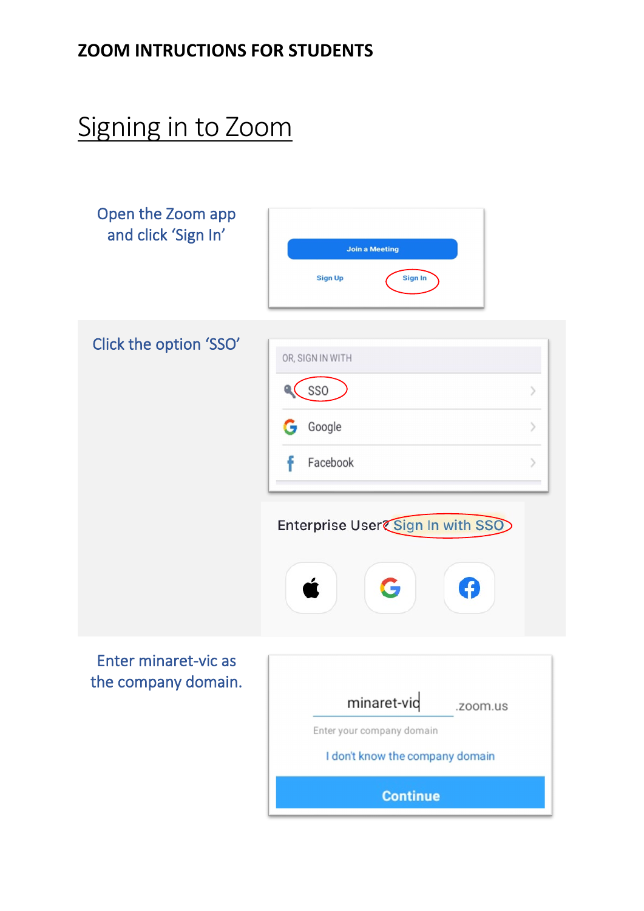**ZOOM INTRUCTIONS FOR STUDENTS**

# Signing in to Zoom

Open the Zoom app and click 'Sign In'

Join a Meeting

Sign Up Sign In

Click the option 'SSO'

OR, SIGN IN WITH

SSO

Google

Facebook

Enterprise User? Sign In with SSO

Enter minaret-vic as the company domain.

minaret-vic .zoom.us

Enter your company domain

I don't know the company domain

Continue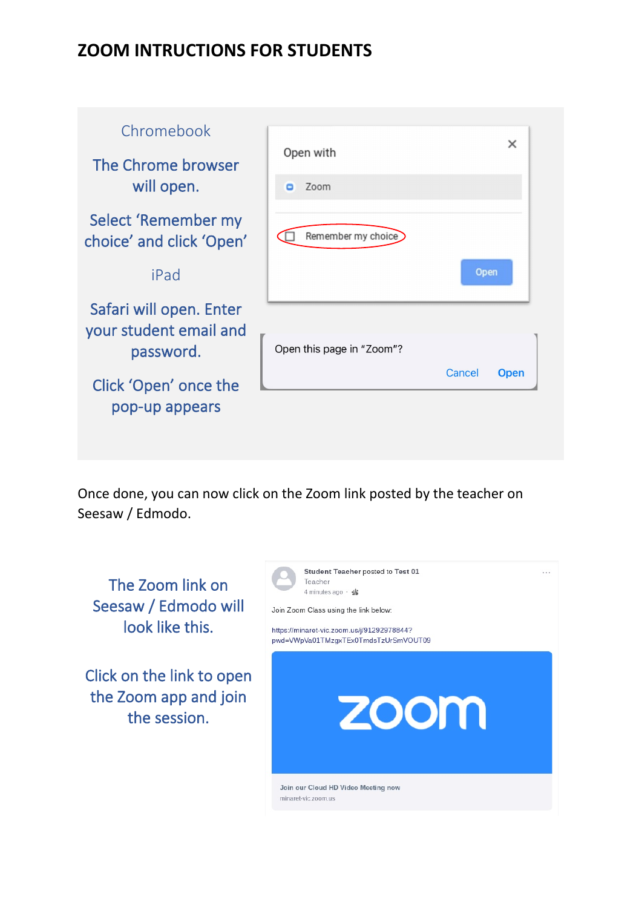# ZOOM INTRUCTIONS FOR STUDENTS

Chromebook

The Chrome browser will open.

Select 'Remember my choice' and click 'Open'

Open with

Zoom

Remember my choice

Open

iPad

Safari will open. Enter your student email and password.

Click 'Open' once the pop-up appears

Open this page in "Zoom"?

Cancel Open

Once done, you can now click on the Zoom link posted by the teacher on Seesaw / Edmodo.

The Zoom link on Seesaw / Edmodo will look like this.

Click on the link to open the Zoom app and join the session.

Student Teacher posted to Test 01
Teacher
4 minutes ago

Join Zoom Class using the link below:

https://minaret-vic.zoom.us/j/91292978844?pwd=VWpVa01TMzgxTEx0TmdsTzUrSmVOUT09

zoom

Join our Cloud HD Video Meeting now
minaret-vic.zoom.us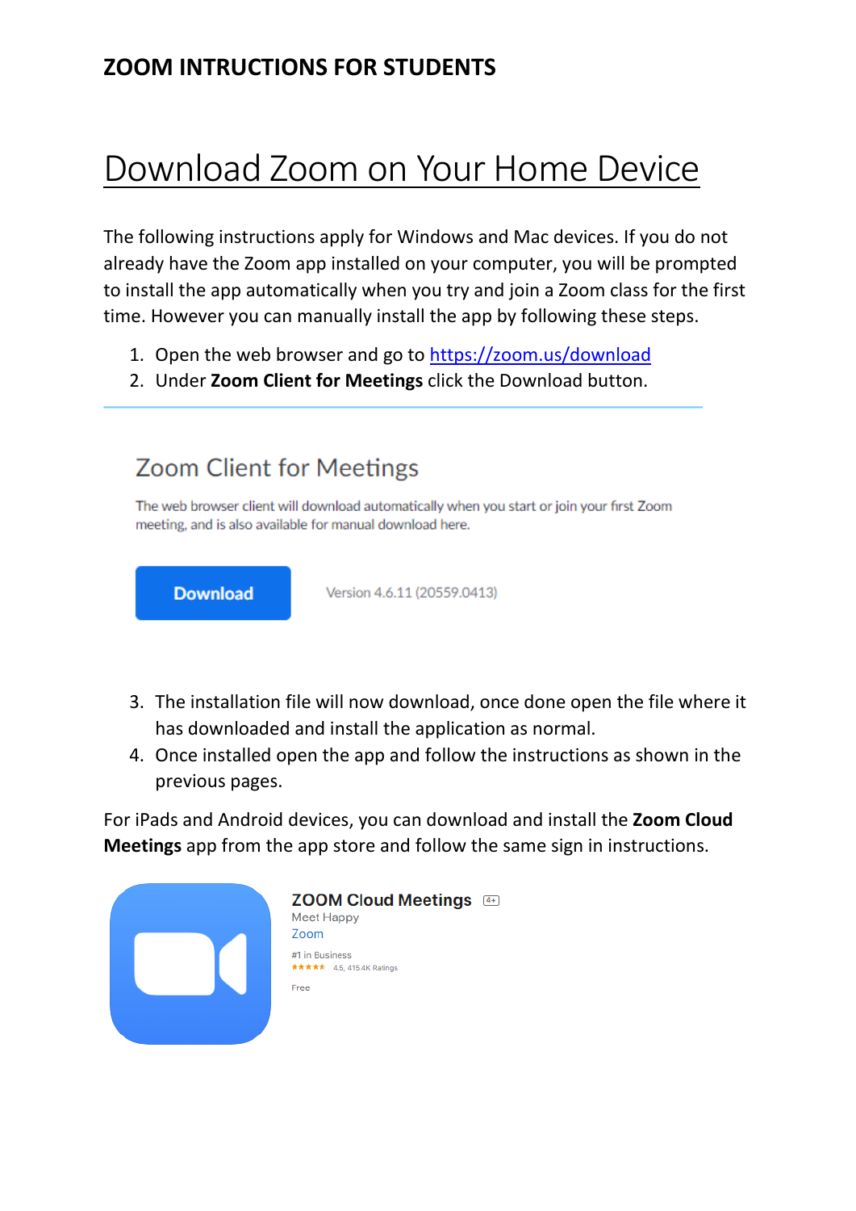**ZOOM INTRUCTIONS FOR STUDENTS**

# Download Zoom on Your Home Device

The following instructions apply for Windows and Mac devices. If you do not already have the Zoom app installed on your computer, you will be prompted to install the app automatically when you try and join a Zoom class for the first time. However you can manually install the app by following these steps.

1. Open the web browser and go to https://zoom.us/download
2. Under **Zoom Client for Meetings** click the Download button.

Zoom Client for Meetings

The web browser client will download automatically when you start or join your first Zoom meeting, and is also available for manual download here.

Download

Version 4.6.11 (20559.0413)

3. The installation file will now download, once done open the file where it has downloaded and install the application as normal.
4. Once installed open the app and follow the instructions as shown in the previous pages.

For iPads and Android devices, you can download and install the **Zoom Cloud Meetings** app from the app store and follow the same sign in instructions.

ZOOM Cloud Meetings 4+

Meet Happy

Zoom

#1 in Business

4.5, 415.4K Ratings

Free